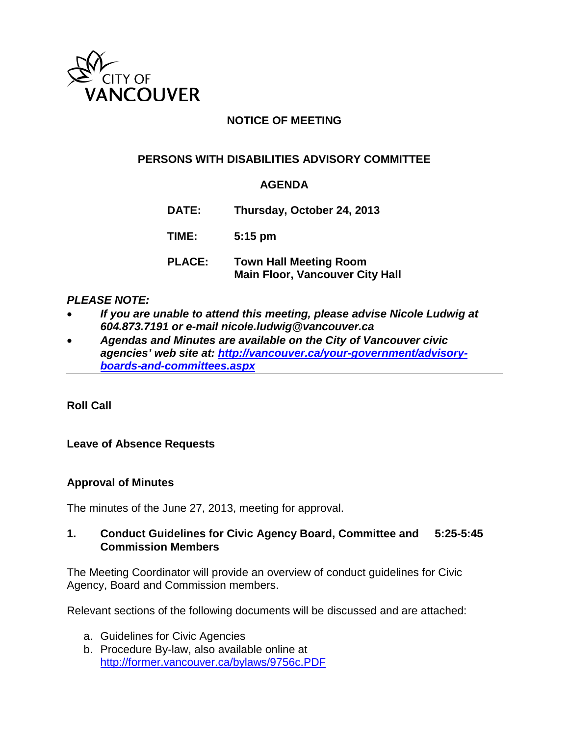CITY OF VANCOUVER

# NOTICE OF MEETING

## PERSONS WITH DISABILITIES ADVISORY COMMITTEE

## AGENDA

| | |
|---|---|
| **DATE:** | **Thursday, October 24, 2013** |
| **TIME:** | **5:15 pm** |
| **PLACE:** | **Town Hall Meeting Room**<br>**Main Floor, Vancouver City Hall** |

***PLEASE NOTE:***

- ***If you are unable to attend this meeting, please advise Nicole Ludwig at 604.873.7191 or e-mail nicole.ludwig@vancouver.ca***
- ***Agendas and Minutes are available on the City of Vancouver civic agencies' web site at: [http://vancouver.ca/your-government/advisory-boards-and-committees.aspx](http://vancouver.ca/your-government/advisory-boards-and-committees.aspx)***

---

**Roll Call**

**Leave of Absence Requests**

**Approval of Minutes**

The minutes of the June 27, 2013, meeting for approval.

**1. Conduct Guidelines for Civic Agency Board, Committee and Commission Members** **5:25-5:45**

The Meeting Coordinator will provide an overview of conduct guidelines for Civic Agency, Board and Commission members.

Relevant sections of the following documents will be discussed and are attached:

a. Guidelines for Civic Agencies
b. Procedure By-law, also available online at [http://former.vancouver.ca/bylaws/9756c.PDF](http://former.vancouver.ca/bylaws/9756c.PDF)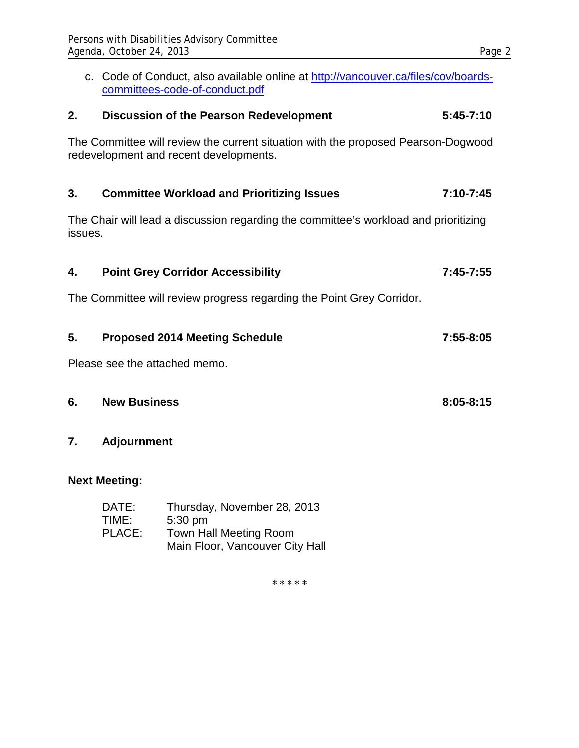c. Code of Conduct, also available online at [http://vancouver.ca/files/cov/boards-committees-code-of-conduct.pdf](http://vancouver.ca/files/cov/boards-committees-code-of-conduct.pdf)

## 2. Discussion of the Pearson Redevelopment 5:45-7:10

The Committee will review the current situation with the proposed Pearson-Dogwood redevelopment and recent developments.

## 3. Committee Workload and Prioritizing Issues 7:10-7:45

The Chair will lead a discussion regarding the committee's workload and prioritizing issues.

## 4. Point Grey Corridor Accessibility 7:45-7:55

The Committee will review progress regarding the Point Grey Corridor.

## 5. Proposed 2014 Meeting Schedule 7:55-8:05

Please see the attached memo.

## 6. New Business 8:05-8:15

## 7. Adjournment

**Next Meeting:**

DATE: Thursday, November 28, 2013
TIME: 5:30 pm
PLACE: Town Hall Meeting Room
Main Floor, Vancouver City Hall

* * * * *